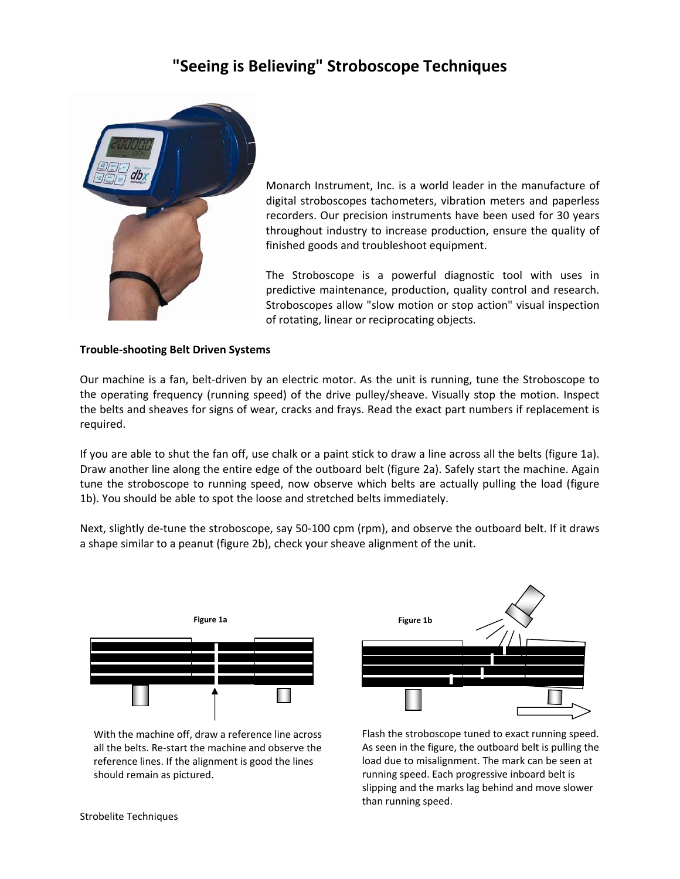# "Seeing is Believing" Stroboscope Techniques

Monarch Instrument, Inc. is a world leader in the manufacture of digital stroboscopes tachometers, vibration meters and paperless recorders. Our precision instruments have been used for 30 years throughout industry to increase production, ensure the quality of finished goods and troubleshoot equipment.

The Stroboscope is a powerful diagnostic tool with uses in predictive maintenance, production, quality control and research. Stroboscopes allow "slow motion or stop action" visual inspection of rotating, linear or reciprocating objects.

**Trouble-shooting Belt Driven Systems**

Our machine is a fan, belt-driven by an electric motor. As the unit is running, tune the Stroboscope to the operating frequency (running speed) of the drive pulley/sheave. Visually stop the motion. Inspect the belts and sheaves for signs of wear, cracks and frays. Read the exact part numbers if replacement is required.

If you are able to shut the fan off, use chalk or a paint stick to draw a line across all the belts (figure 1a). Draw another line along the entire edge of the outboard belt (figure 2a). Safely start the machine. Again tune the stroboscope to running speed, now observe which belts are actually pulling the load (figure 1b). You should be able to spot the loose and stretched belts immediately.

Next, slightly de-tune the stroboscope, say 50-100 cpm (rpm), and observe the outboard belt. If it draws a shape similar to a peanut (figure 2b), check your sheave alignment of the unit.

**Figure 1a**

With the machine off, draw a reference line across all the belts. Re-start the machine and observe the reference lines. If the alignment is good the lines should remain as pictured.

**Figure 1b**

Flash the stroboscope tuned to exact running speed. As seen in the figure, the outboard belt is pulling the load due to misalignment. The mark can be seen at running speed. Each progressive inboard belt is slipping and the marks lag behind and move slower than running speed.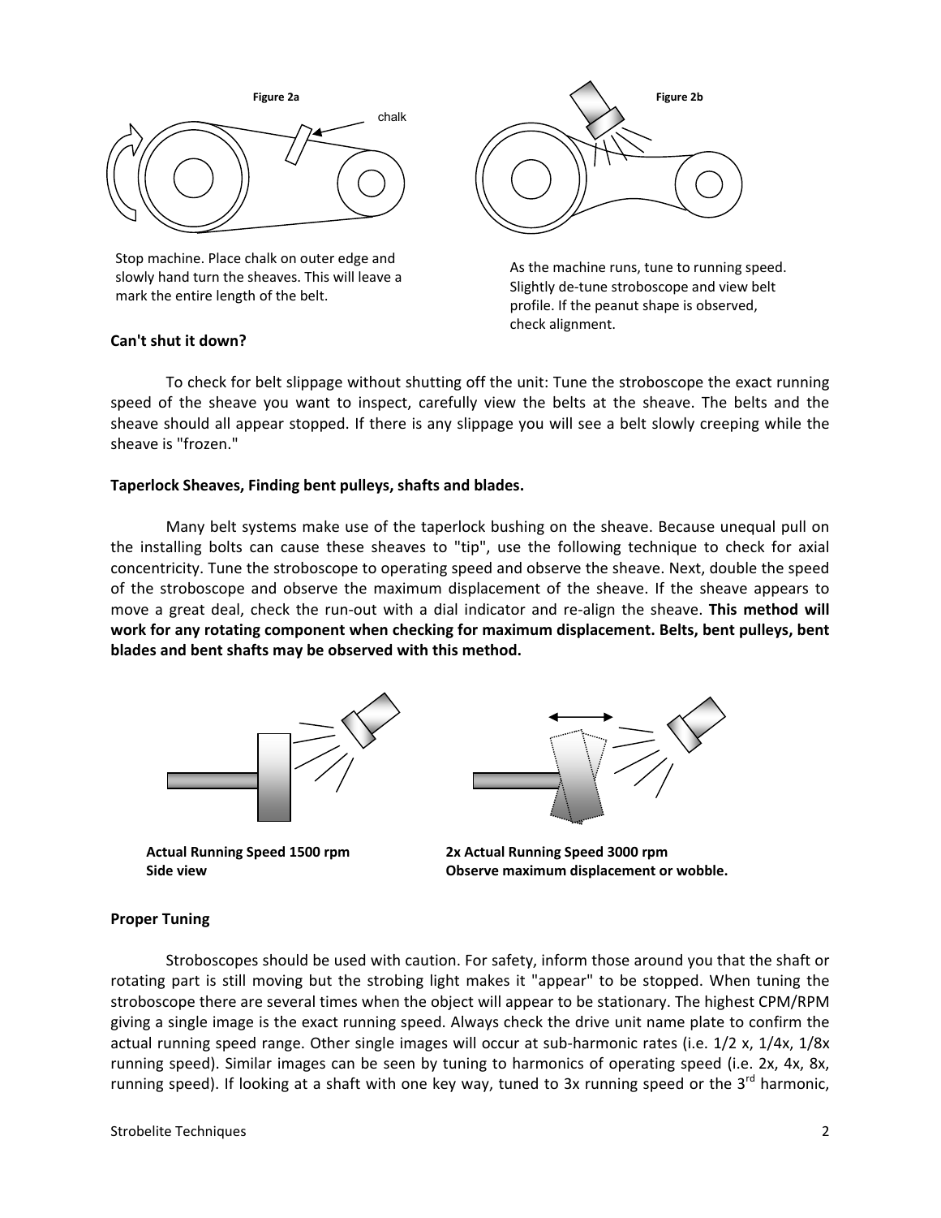**Figure 2a**

chalk

Stop machine. Place chalk on outer edge and slowly hand turn the sheaves. This will leave a mark the entire length of the belt.

**Figure 2b**

As the machine runs, tune to running speed. Slightly de-tune stroboscope and view belt profile. If the peanut shape is observed, check alignment.

**Can't shut it down?**

To check for belt slippage without shutting off the unit: Tune the stroboscope the exact running speed of the sheave you want to inspect, carefully view the belts at the sheave. The belts and the sheave should all appear stopped. If there is any slippage you will see a belt slowly creeping while the sheave is "frozen."

**Taperlock Sheaves, Finding bent pulleys, shafts and blades.**

Many belt systems make use of the taperlock bushing on the sheave. Because unequal pull on the installing bolts can cause these sheaves to "tip", use the following technique to check for axial concentricity. Tune the stroboscope to operating speed and observe the sheave. Next, double the speed of the stroboscope and observe the maximum displacement of the sheave. If the sheave appears to move a great deal, check the run-out with a dial indicator and re-align the sheave. **This method will work for any rotating component when checking for maximum displacement. Belts, bent pulleys, bent blades and bent shafts may be observed with this method.**

**Actual Running Speed 1500 rpm**
**Side view**

**2x Actual Running Speed 3000 rpm**
**Observe maximum displacement or wobble.**

**Proper Tuning**

Stroboscopes should be used with caution. For safety, inform those around you that the shaft or rotating part is still moving but the strobing light makes it "appear" to be stopped. When tuning the stroboscope there are several times when the object will appear to be stationary. The highest CPM/RPM giving a single image is the exact running speed. Always check the drive unit name plate to confirm the actual running speed range. Other single images will occur at sub-harmonic rates (i.e. 1/2 x, 1/4x, 1/8x running speed). Similar images can be seen by tuning to harmonics of operating speed (i.e. 2x, 4x, 8x, running speed). If looking at a shaft with one key way, tuned to 3x running speed or the 3rd harmonic,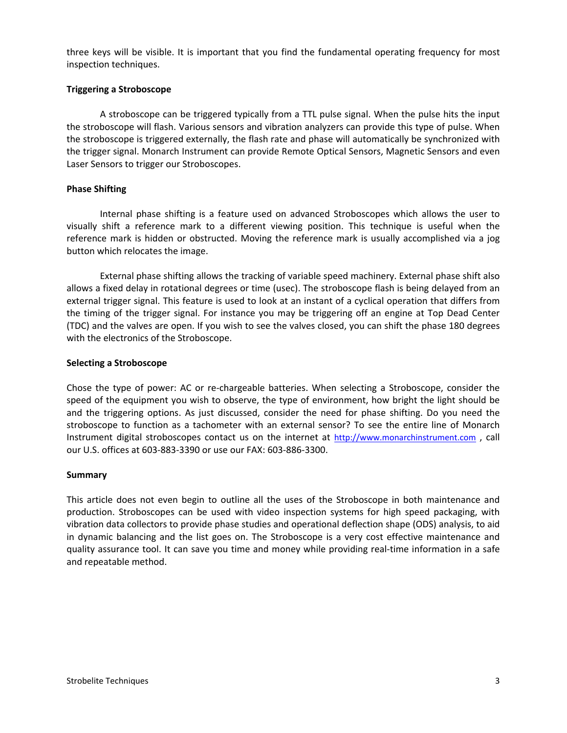three keys will be visible. It is important that you find the fundamental operating frequency for most inspection techniques.

**Triggering a Stroboscope**

A stroboscope can be triggered typically from a TTL pulse signal. When the pulse hits the input the stroboscope will flash. Various sensors and vibration analyzers can provide this type of pulse. When the stroboscope is triggered externally, the flash rate and phase will automatically be synchronized with the trigger signal. Monarch Instrument can provide Remote Optical Sensors, Magnetic Sensors and even Laser Sensors to trigger our Stroboscopes.

**Phase Shifting**

Internal phase shifting is a feature used on advanced Stroboscopes which allows the user to visually shift a reference mark to a different viewing position. This technique is useful when the reference mark is hidden or obstructed. Moving the reference mark is usually accomplished via a jog button which relocates the image.

External phase shifting allows the tracking of variable speed machinery. External phase shift also allows a fixed delay in rotational degrees or time (usec). The stroboscope flash is being delayed from an external trigger signal. This feature is used to look at an instant of a cyclical operation that differs from the timing of the trigger signal. For instance you may be triggering off an engine at Top Dead Center (TDC) and the valves are open. If you wish to see the valves closed, you can shift the phase 180 degrees with the electronics of the Stroboscope.

**Selecting a Stroboscope**

Chose the type of power: AC or re-chargeable batteries. When selecting a Stroboscope, consider the speed of the equipment you wish to observe, the type of environment, how bright the light should be and the triggering options. As just discussed, consider the need for phase shifting. Do you need the stroboscope to function as a tachometer with an external sensor? To see the entire line of Monarch Instrument digital stroboscopes contact us on the internet at http://www.monarchinstrument.com , call our U.S. offices at 603-883-3390 or use our FAX: 603-886-3300.

**Summary**

This article does not even begin to outline all the uses of the Stroboscope in both maintenance and production. Stroboscopes can be used with video inspection systems for high speed packaging, with vibration data collectors to provide phase studies and operational deflection shape (ODS) analysis, to aid in dynamic balancing and the list goes on. The Stroboscope is a very cost effective maintenance and quality assurance tool. It can save you time and money while providing real-time information in a safe and repeatable method.